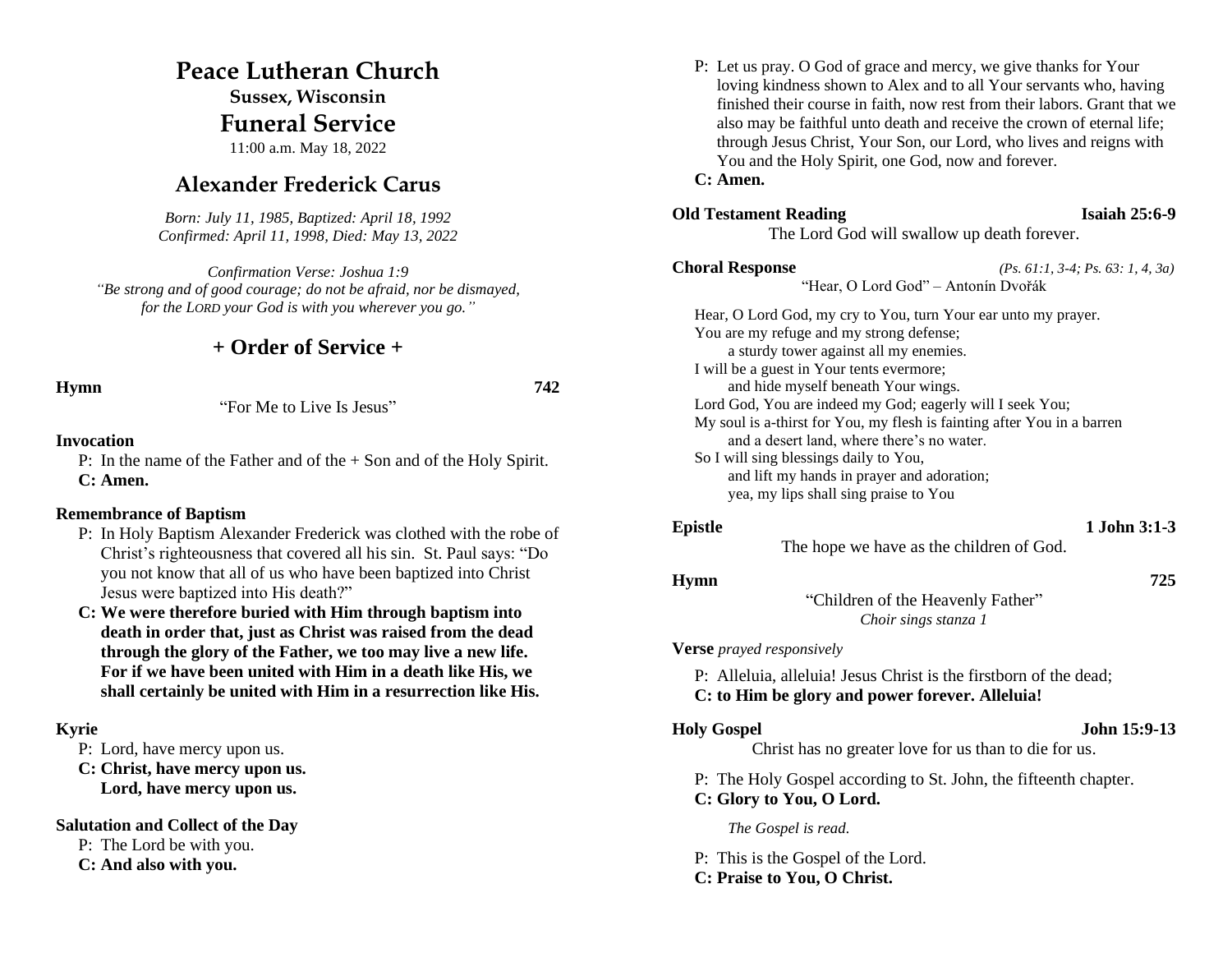# Peace Lutheran Church

**Sussex, Wisconsin**

## Funeral Service

11:00 a.m. May 18, 2022

## Alexander Frederick Carus

*Born: July 11, 1985, Baptized: April 18, 1992*
*Confirmed: April 11, 1998, Died: May 13, 2022*

*Confirmation Verse: Joshua 1:9*
*"Be strong and of good courage; do not be afraid, nor be dismayed, for the LORD your God is with you wherever you go."*

## + Order of Service +

**Hymn** **742**

"For Me to Live Is Jesus"

**Invocation**

P: In the name of the Father and of the + Son and of the Holy Spirit.
**C: Amen.**

**Remembrance of Baptism**

P: In Holy Baptism Alexander Frederick was clothed with the robe of Christ's righteousness that covered all his sin. St. Paul says: "Do you not know that all of us who have been baptized into Christ Jesus were baptized into His death?"
**C: We were therefore buried with Him through baptism into death in order that, just as Christ was raised from the dead through the glory of the Father, we too may live a new life. For if we have been united with Him in a death like His, we shall certainly be united with Him in a resurrection like His.**

**Kyrie**

P: Lord, have mercy upon us.
**C: Christ, have mercy upon us.**
**Lord, have mercy upon us.**

**Salutation and Collect of the Day**

P: The Lord be with you.
**C: And also with you.**

P: Let us pray. O God of grace and mercy, we give thanks for Your loving kindness shown to Alex and to all Your servants who, having finished their course in faith, now rest from their labors. Grant that we also may be faithful unto death and receive the crown of eternal life; through Jesus Christ, Your Son, our Lord, who lives and reigns with You and the Holy Spirit, one God, now and forever.
**C: Amen.**

**Old Testament Reading** **Isaiah 25:6-9**

The Lord God will swallow up death forever.

**Choral Response** *(Ps. 61:1, 3-4; Ps. 63: 1, 4, 3a)*

"Hear, O Lord God" – Antonín Dvořák

Hear, O Lord God, my cry to You, turn Your ear unto my prayer.
You are my refuge and my strong defense;
a sturdy tower against all my enemies.
I will be a guest in Your tents evermore;
and hide myself beneath Your wings.
Lord God, You are indeed my God; eagerly will I seek You;
My soul is a-thirst for You, my flesh is fainting after You in a barren and a desert land, where there's no water.
So I will sing blessings daily to You,
and lift my hands in prayer and adoration;
yea, my lips shall sing praise to You

**Epistle** **1 John 3:1-3**

The hope we have as the children of God.

**Hymn** **725**

"Children of the Heavenly Father"
*Choir sings stanza 1*

**Verse** *prayed responsively*

P: Alleluia, alleluia! Jesus Christ is the firstborn of the dead;
**C: to Him be glory and power forever. Alleluia!**

**Holy Gospel** **John 15:9-13**

Christ has no greater love for us than to die for us.

P: The Holy Gospel according to St. John, the fifteenth chapter.
**C: Glory to You, O Lord.**

*The Gospel is read.*

P: This is the Gospel of the Lord.
**C: Praise to You, O Christ.**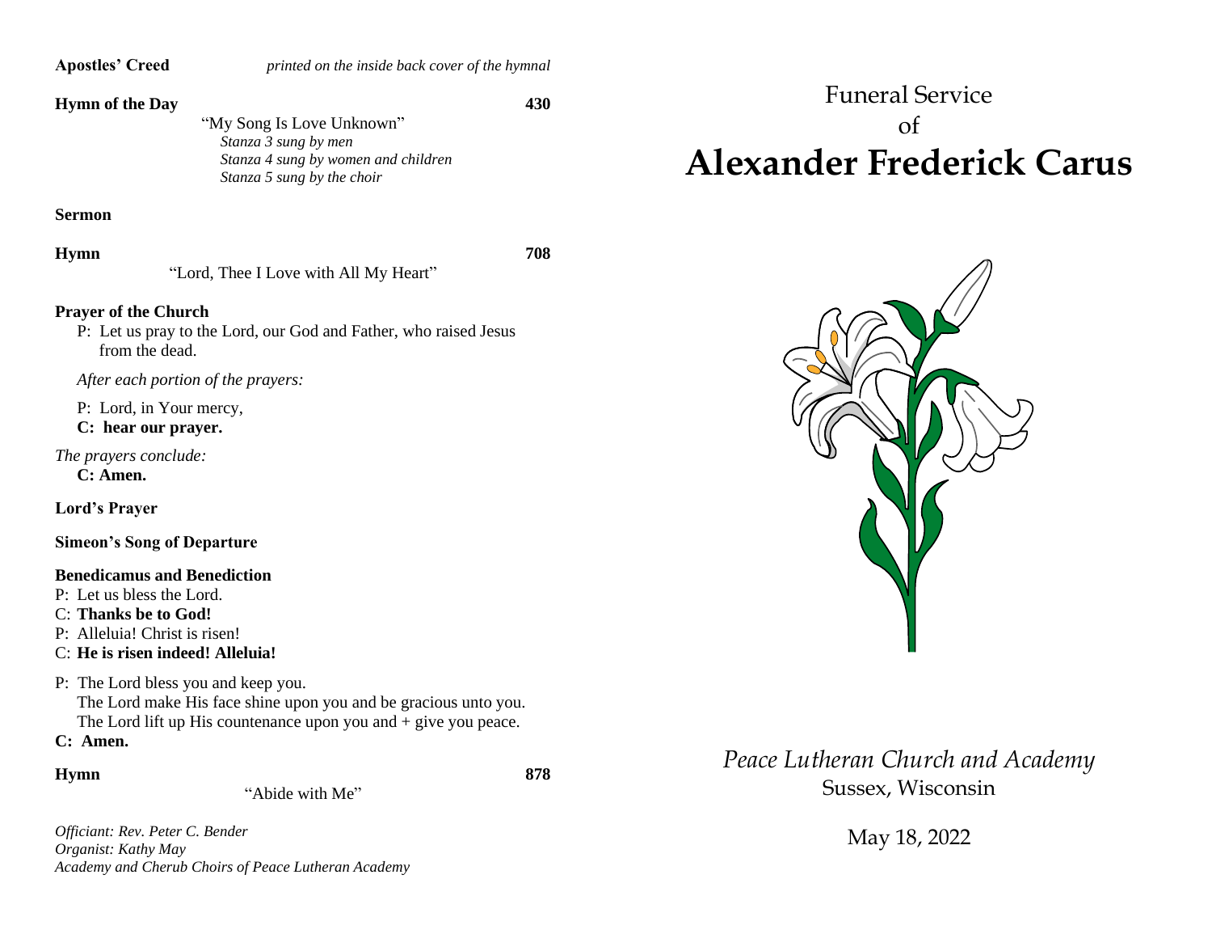**Apostles' Creed** *printed on the inside back cover of the hymnal*

**Hymn of the Day** **430**

"My Song Is Love Unknown"
*Stanza 3 sung by men*
*Stanza 4 sung by women and children*
*Stanza 5 sung by the choir*

**Sermon**

**Hymn** **708**

"Lord, Thee I Love with All My Heart"

**Prayer of the Church**

P: Let us pray to the Lord, our God and Father, who raised Jesus from the dead.

*After each portion of the prayers:*

P: Lord, in Your mercy,
**C: hear our prayer.**

*The prayers conclude:*
**C: Amen.**

**Lord's Prayer**

**Simeon's Song of Departure**

**Benedicamus and Benediction**

P: Let us bless the Lord.
C: **Thanks be to God!**
P: Alleluia! Christ is risen!
C: **He is risen indeed! Alleluia!**

P: The Lord bless you and keep you.
The Lord make His face shine upon you and be gracious unto you.
The Lord lift up His countenance upon you and + give you peace.
**C: Amen.**

**Hymn** **878**

"Abide with Me"

*Officiant: Rev. Peter C. Bender*
*Organist: Kathy May*
*Academy and Cherub Choirs of Peace Lutheran Academy*

Funeral Service
of

# Alexander Frederick Carus

*Peace Lutheran Church and Academy*
Sussex, Wisconsin

May 18, 2022